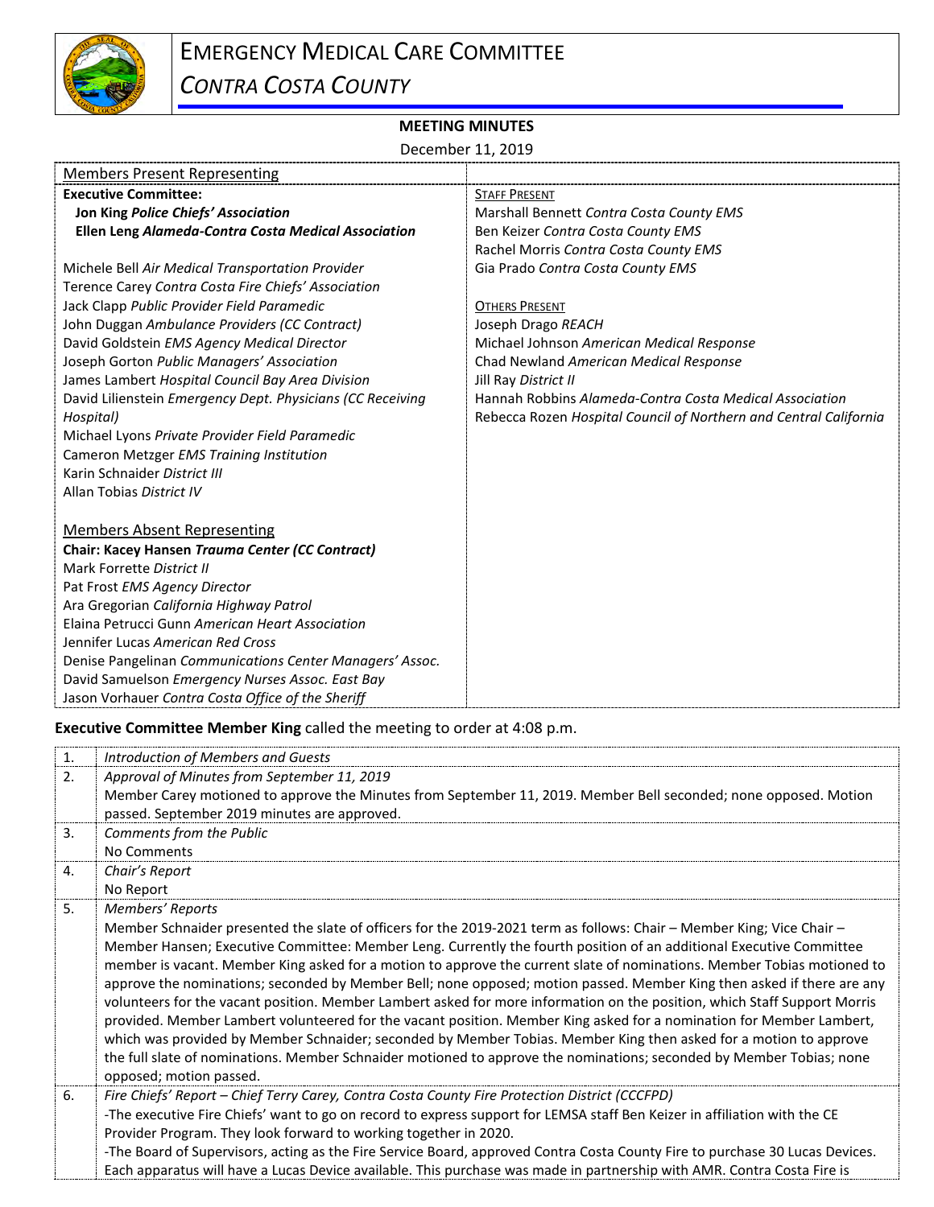# EMERGENCY MEDICAL CARE COMMITTEE

## *CONTRA COSTA COUNTY*

**MEETING MINUTES**

December 11, 2019

| Members Present Representing | |
|---|---|
| **Executive Committee:** | STAFF PRESENT |
| **Jon King *Police Chiefs' Association*** | Marshall Bennett *Contra Costa County EMS* |
| **Ellen Leng *Alameda-Contra Costa Medical Association*** | Ben Keizer *Contra Costa County EMS* |
| | Rachel Morris *Contra Costa County EMS* |
| Michele Bell *Air Medical Transportation Provider* | Gia Prado *Contra Costa County EMS* |
| Terence Carey *Contra Costa Fire Chiefs' Association* | |
| Jack Clapp *Public Provider Field Paramedic* | OTHERS PRESENT |
| John Duggan *Ambulance Providers (CC Contract)* | Joseph Drago *REACH* |
| David Goldstein *EMS Agency Medical Director* | Michael Johnson *American Medical Response* |
| Joseph Gorton *Public Managers' Association* | Chad Newland *American Medical Response* |
| James Lambert *Hospital Council Bay Area Division* | Jill Ray *District II* |
| David Lilienstein *Emergency Dept. Physicians (CC Receiving Hospital)* | Hannah Robbins *Alameda-Contra Costa Medical Association* |
| Michael Lyons *Private Provider Field Paramedic* | Rebecca Rozen *Hospital Council of Northern and Central California* |
| Cameron Metzger *EMS Training Institution* | |
| Karin Schnaider *District III* | |
| Allan Tobias *District IV* | |
| | |
| Members Absent Representing | |
| **Chair: Kacey Hansen *Trauma Center (CC Contract)*** | |
| Mark Forrette *District II* | |
| Pat Frost *EMS Agency Director* | |
| Ara Gregorian *California Highway Patrol* | |
| Elaina Petrucci Gunn *American Heart Association* | |
| Jennifer Lucas *American Red Cross* | |
| Denise Pangelinan *Communications Center Managers' Assoc.* | |
| David Samuelson *Emergency Nurses Assoc. East Bay* | |
| Jason Vorhauer *Contra Costa Office of the Sheriff* | |

**Executive Committee Member King** called the meeting to order at 4:08 p.m.

| | |
|---|---|
| 1. | *Introduction of Members and Guests* |
| 2. | *Approval of Minutes from September 11, 2019*<br>Member Carey motioned to approve the Minutes from September 11, 2019. Member Bell seconded; none opposed. Motion passed. September 2019 minutes are approved. |
| 3. | *Comments from the Public*<br>No Comments |
| 4. | *Chair's Report*<br>No Report |
| 5. | *Members' Reports*<br>Member Schnaider presented the slate of officers for the 2019-2021 term as follows: Chair – Member King; Vice Chair – Member Hansen; Executive Committee: Member Leng. Currently the fourth position of an additional Executive Committee member is vacant. Member King asked for a motion to approve the current slate of nominations. Member Tobias motioned to approve the nominations; seconded by Member Bell; none opposed; motion passed. Member King then asked if there are any volunteers for the vacant position. Member Lambert asked for more information on the position, which Staff Support Morris provided. Member Lambert volunteered for the vacant position. Member King asked for a nomination for Member Lambert, which was provided by Member Schnaider; seconded by Member Tobias. Member King then asked for a motion to approve the full slate of nominations. Member Schnaider motioned to approve the nominations; seconded by Member Tobias; none opposed; motion passed. |
| 6. | *Fire Chiefs' Report – Chief Terry Carey, Contra Costa County Fire Protection District (CCCFPD)*<br>-The executive Fire Chiefs' want to go on record to express support for LEMSA staff Ben Keizer in affiliation with the CE Provider Program. They look forward to working together in 2020.<br>-The Board of Supervisors, acting as the Fire Service Board, approved Contra Costa County Fire to purchase 30 Lucas Devices. Each apparatus will have a Lucas Device available. This purchase was made in partnership with AMR. Contra Costa Fire is |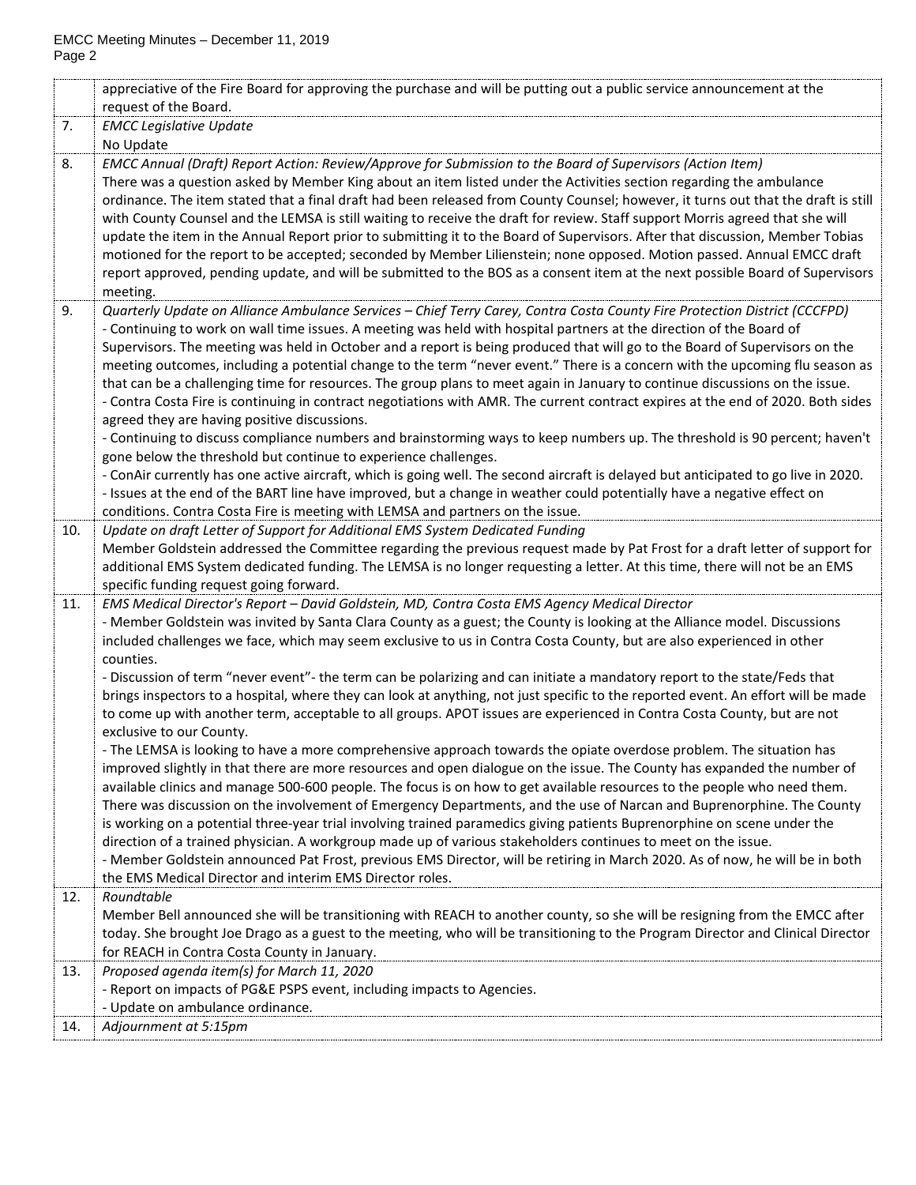| | |
|---|---|
| | appreciative of the Fire Board for approving the purchase and will be putting out a public service announcement at the request of the Board. |
| 7. | *EMCC Legislative Update*<br>No Update |
| 8. | *EMCC Annual (Draft) Report Action: Review/Approve for Submission to the Board of Supervisors (Action Item)*<br>There was a question asked by Member King about an item listed under the Activities section regarding the ambulance ordinance. The item stated that a final draft had been released from County Counsel; however, it turns out that the draft is still with County Counsel and the LEMSA is still waiting to receive the draft for review. Staff support Morris agreed that she will update the item in the Annual Report prior to submitting it to the Board of Supervisors. After that discussion, Member Tobias motioned for the report to be accepted; seconded by Member Lilienstein; none opposed. Motion passed. Annual EMCC draft report approved, pending update, and will be submitted to the BOS as a consent item at the next possible Board of Supervisors meeting. |
| 9. | *Quarterly Update on Alliance Ambulance Services – Chief Terry Carey, Contra Costa County Fire Protection District (CCCFPD)*<br>- Continuing to work on wall time issues. A meeting was held with hospital partners at the direction of the Board of Supervisors. The meeting was held in October and a report is being produced that will go to the Board of Supervisors on the meeting outcomes, including a potential change to the term "never event." There is a concern with the upcoming flu season as that can be a challenging time for resources. The group plans to meet again in January to continue discussions on the issue.<br>- Contra Costa Fire is continuing in contract negotiations with AMR. The current contract expires at the end of 2020. Both sides agreed they are having positive discussions.<br>- Continuing to discuss compliance numbers and brainstorming ways to keep numbers up. The threshold is 90 percent; haven't gone below the threshold but continue to experience challenges.<br>- ConAir currently has one active aircraft, which is going well. The second aircraft is delayed but anticipated to go live in 2020.<br>- Issues at the end of the BART line have improved, but a change in weather could potentially have a negative effect on conditions. Contra Costa Fire is meeting with LEMSA and partners on the issue. |
| 10. | *Update on draft Letter of Support for Additional EMS System Dedicated Funding*<br>Member Goldstein addressed the Committee regarding the previous request made by Pat Frost for a draft letter of support for additional EMS System dedicated funding. The LEMSA is no longer requesting a letter. At this time, there will not be an EMS specific funding request going forward. |
| 11. | *EMS Medical Director's Report – David Goldstein, MD, Contra Costa EMS Agency Medical Director*<br>- Member Goldstein was invited by Santa Clara County as a guest; the County is looking at the Alliance model. Discussions included challenges we face, which may seem exclusive to us in Contra Costa County, but are also experienced in other counties.<br>- Discussion of term "never event"- the term can be polarizing and can initiate a mandatory report to the state/Feds that brings inspectors to a hospital, where they can look at anything, not just specific to the reported event. An effort will be made to come up with another term, acceptable to all groups. APOT issues are experienced in Contra Costa County, but are not exclusive to our County.<br>- The LEMSA is looking to have a more comprehensive approach towards the opiate overdose problem. The situation has improved slightly in that there are more resources and open dialogue on the issue. The County has expanded the number of available clinics and manage 500-600 people. The focus is on how to get available resources to the people who need them. There was discussion on the involvement of Emergency Departments, and the use of Narcan and Buprenorphine. The County is working on a potential three-year trial involving trained paramedics giving patients Buprenorphine on scene under the direction of a trained physician. A workgroup made up of various stakeholders continues to meet on the issue.<br>- Member Goldstein announced Pat Frost, previous EMS Director, will be retiring in March 2020. As of now, he will be in both the EMS Medical Director and interim EMS Director roles. |
| 12. | *Roundtable*<br>Member Bell announced she will be transitioning with REACH to another county, so she will be resigning from the EMCC after today. She brought Joe Drago as a guest to the meeting, who will be transitioning to the Program Director and Clinical Director for REACH in Contra Costa County in January. |
| 13. | *Proposed agenda item(s) for March 11, 2020*<br>- Report on impacts of PG&E PSPS event, including impacts to Agencies.<br>- Update on ambulance ordinance. |
| 14. | *Adjournment at 5:15pm* |